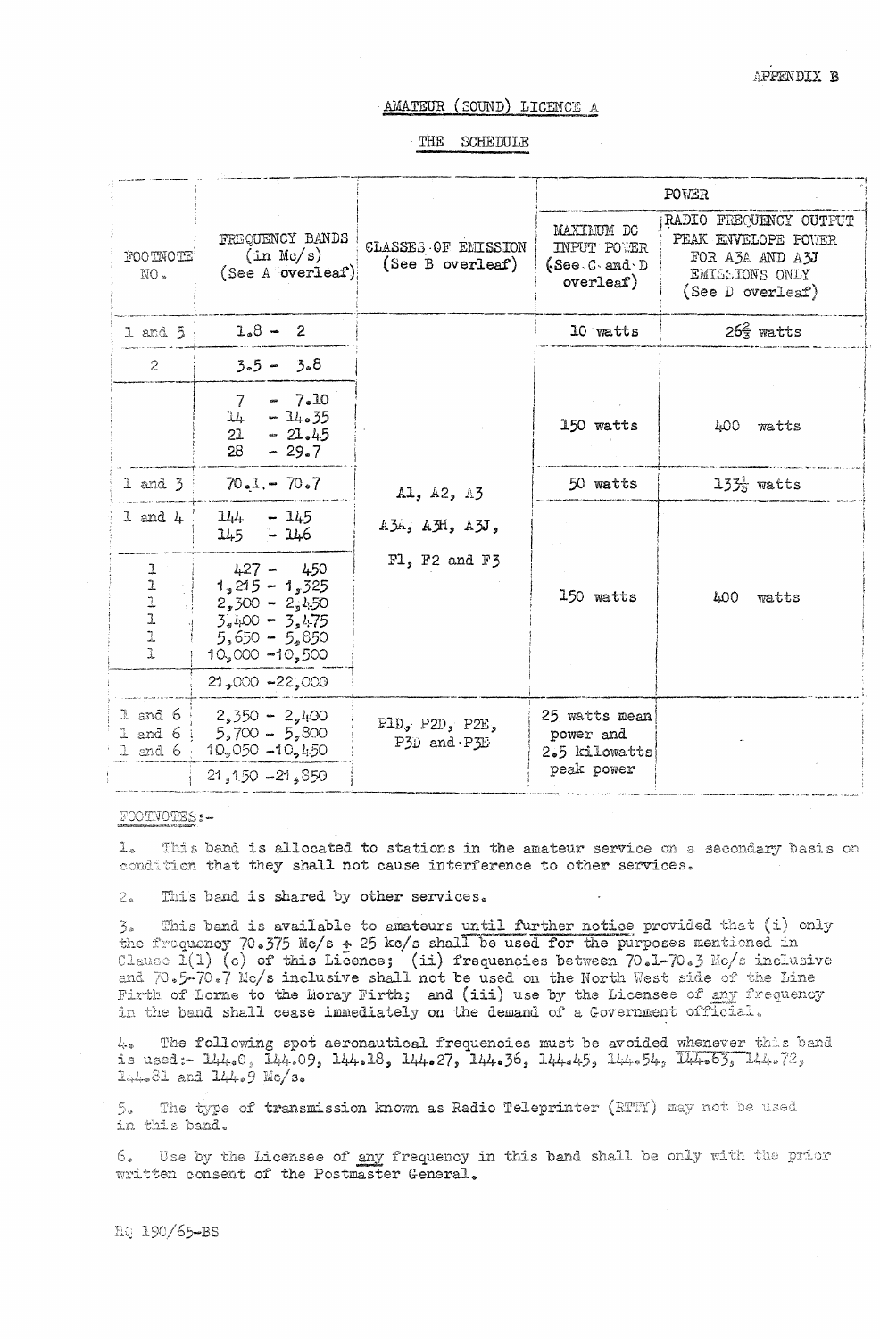APPENDIX B

## AMATEUR (SOUND) LICENCE A

### THE SCHEDULE

| FOOTNOTE NO. | FREQUENCY BANDS (in Mc/s) (See A overleaf) | CLASSES OF EMISSION (See B overleaf) | POWER | |
|---|---|---|---|---|
| | | | MAXIMUM DC INPUT POWER (See C and D overleaf) | RADIO FREQUENCY OUTPUT PEAK ENVELOPE POWER FOR A3A AND A3J EMISSIONS ONLY (See D overleaf) |
| 1 and 5 | 1.8 - 2 | A1, A2, A3 A3A, A3H, A3J, F1, F2 and F3 | 10 watts | $26\frac{2}{3}$ watts |
| 2 | 3.5 - 3.8 | | 150 watts | 400 watts |
| | 7 - 7.10<br>14 - 14.35<br>21 - 21.45<br>28 - 29.7 | | | |
| 1 and 3 | 70.1 - 70.7 | | 50 watts | $133\frac{1}{3}$ watts |
| 1 and 4 | 144 - 145<br>145 - 146 | | 150 watts | 400 watts |
| 1<br>1<br>1<br>1<br>1<br>1 | 427 - 450<br>1,215 - 1,325<br>2,300 - 2,450<br>3,400 - 3,475<br>5,650 - 5,850<br>10,000 -10,500 | | | |
| | 21,000 -22,000 | | | |
| 1 and 6<br>1 and 6<br>1 and 6 | 2,350 - 2,400<br>5,700 - 5,800<br>10,050 -10,450 | P1D, P2D, P2E, P3D and P3E | 25 watts mean power and 2.5 kilowatts peak power | - |
| | 21,150 -21,850 | | | |

FOOTNOTES:-

1. This band is allocated to stations in the amateur service on a secondary basis on condition that they shall not cause interference to other services.

2. This band is shared by other services.

3. This band is available to amateurs until further notice provided that (i) only the frequency 70.375 Mc/s ± 25 kc/s shall be used for the purposes mentioned in Clause 1(1) (c) of this Licence; (ii) frequencies between 70.1-70.3 Mc/s inclusive and 70.5-70.7 Mc/s inclusive shall not be used on the North West side of the Line Firth of Lorne to the Moray Firth; and (iii) use by the Licensee of any frequency in the band shall cease immediately on the demand of a Government official.

4. The following spot aeronautical frequencies must be avoided whenever this band is used:- 144.0, 144.09, 144.18, 144.27, 144.36, 144.45, 144.54, 144.63, 144.72, 144.81 and 144.9 Mc/s.

5. The type of transmission known as Radio Teleprinter (RTTY) may not be used in this band.

6. Use by the Licensee of any frequency in this band shall be only with the prior written consent of the Postmaster General.

HQ 190/65-BS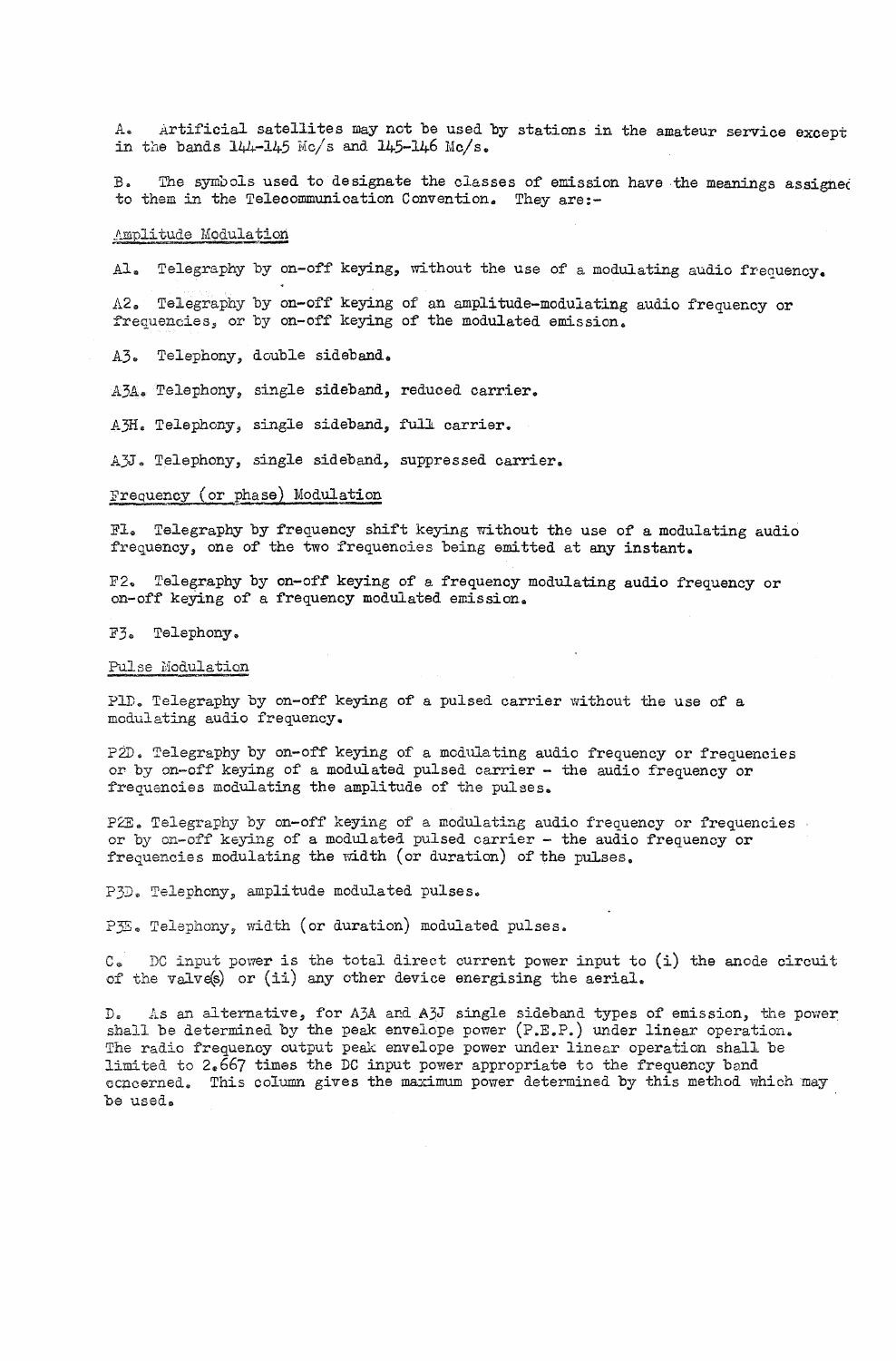A. Artificial satellites may not be used by stations in the amateur service except in the bands 144-145 Mc/s and 145-146 Mc/s.

B. The symbols used to designate the classes of emission have the meanings assigned to them in the Telecommunication Convention. They are:-

Amplitude Modulation

A1. Telegraphy by on-off keying, without the use of a modulating audio frequency.

A2. Telegraphy by on-off keying of an amplitude-modulating audio frequency or frequencies, or by on-off keying of the modulated emission.

A3. Telephony, double sideband.

A3A. Telephony, single sideband, reduced carrier.

A3H. Telephony, single sideband, full carrier.

A3J. Telephony, single sideband, suppressed carrier.

Frequency (or phase) Modulation

F1. Telegraphy by frequency shift keying without the use of a modulating audio frequency, one of the two frequencies being emitted at any instant.

F2. Telegraphy by on-off keying of a frequency modulating audio frequency or on-off keying of a frequency modulated emission.

F3. Telephony.

Pulse Modulation

P1D. Telegraphy by on-off keying of a pulsed carrier without the use of a modulating audio frequency.

P2D. Telegraphy by on-off keying of a modulating audio frequency or frequencies or by on-off keying of a modulated pulsed carrier - the audio frequency or frequencies modulating the amplitude of the pulses.

P2E. Telegraphy by on-off keying of a modulating audio frequency or frequencies or by on-off keying of a modulated pulsed carrier - the audio frequency or frequencies modulating the width (or duration) of the pulses.

P3D. Telephony, amplitude modulated pulses.

P3E. Telephony, width (or duration) modulated pulses.

C. DC input power is the total direct current power input to (i) the anode circuit of the valve(s) or (ii) any other device energising the aerial.

D. As an alternative, for A3A and A3J single sideband types of emission, the power shall be determined by the peak envelope power (P.E.P.) under linear operation. The radio frequency output peak envelope power under linear operation shall be limited to 2.667 times the DC input power appropriate to the frequency band concerned. This column gives the maximum power determined by this method which may be used.